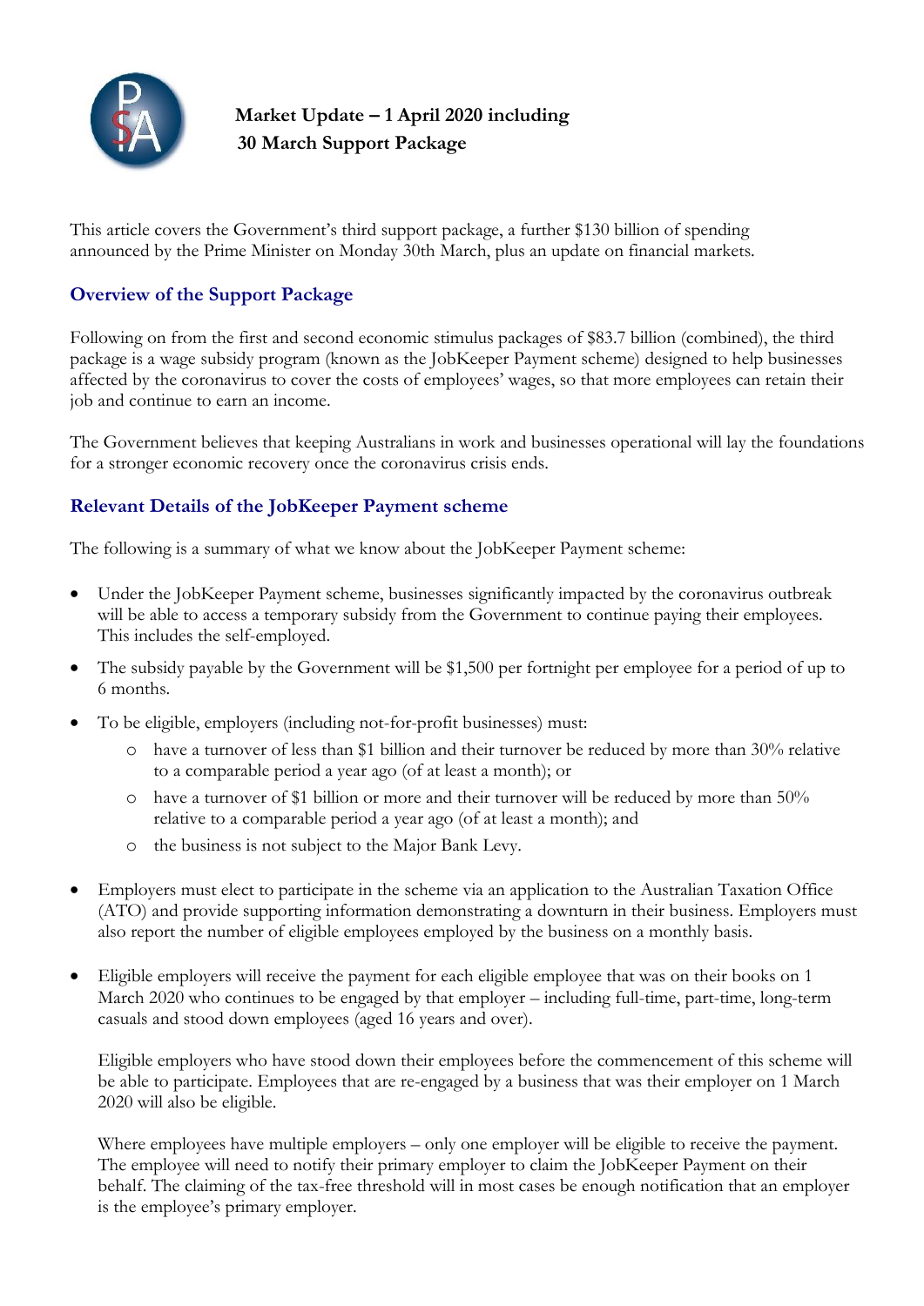# Market Update – 1 April 2020 including 30 March Support Package

This article covers the Government's third support package, a further $130 billion of spending announced by the Prime Minister on Monday 30th March, plus an update on financial markets.

## Overview of the Support Package

Following on from the first and second economic stimulus packages of $83.7 billion (combined), the third package is a wage subsidy program (known as the JobKeeper Payment scheme) designed to help businesses affected by the coronavirus to cover the costs of employees' wages, so that more employees can retain their job and continue to earn an income.

The Government believes that keeping Australians in work and businesses operational will lay the foundations for a stronger economic recovery once the coronavirus crisis ends.

## Relevant Details of the JobKeeper Payment scheme

The following is a summary of what we know about the JobKeeper Payment scheme:

- Under the JobKeeper Payment scheme, businesses significantly impacted by the coronavirus outbreak will be able to access a temporary subsidy from the Government to continue paying their employees. This includes the self-employed.
- The subsidy payable by the Government will be $1,500 per fortnight per employee for a period of up to 6 months.
- To be eligible, employers (including not-for-profit businesses) must:
    - have a turnover of less than $1 billion and their turnover be reduced by more than 30% relative to a comparable period a year ago (of at least a month); or
    - have a turnover of $1 billion or more and their turnover will be reduced by more than 50% relative to a comparable period a year ago (of at least a month); and
    - the business is not subject to the Major Bank Levy.
- Employers must elect to participate in the scheme via an application to the Australian Taxation Office (ATO) and provide supporting information demonstrating a downturn in their business. Employers must also report the number of eligible employees employed by the business on a monthly basis.
- Eligible employers will receive the payment for each eligible employee that was on their books on 1 March 2020 who continues to be engaged by that employer – including full-time, part-time, long-term casuals and stood down employees (aged 16 years and over).

  Eligible employers who have stood down their employees before the commencement of this scheme will be able to participate. Employees that are re-engaged by a business that was their employer on 1 March 2020 will also be eligible.

  Where employees have multiple employers – only one employer will be eligible to receive the payment. The employee will need to notify their primary employer to claim the JobKeeper Payment on their behalf. The claiming of the tax-free threshold will in most cases be enough notification that an employer is the employee's primary employer.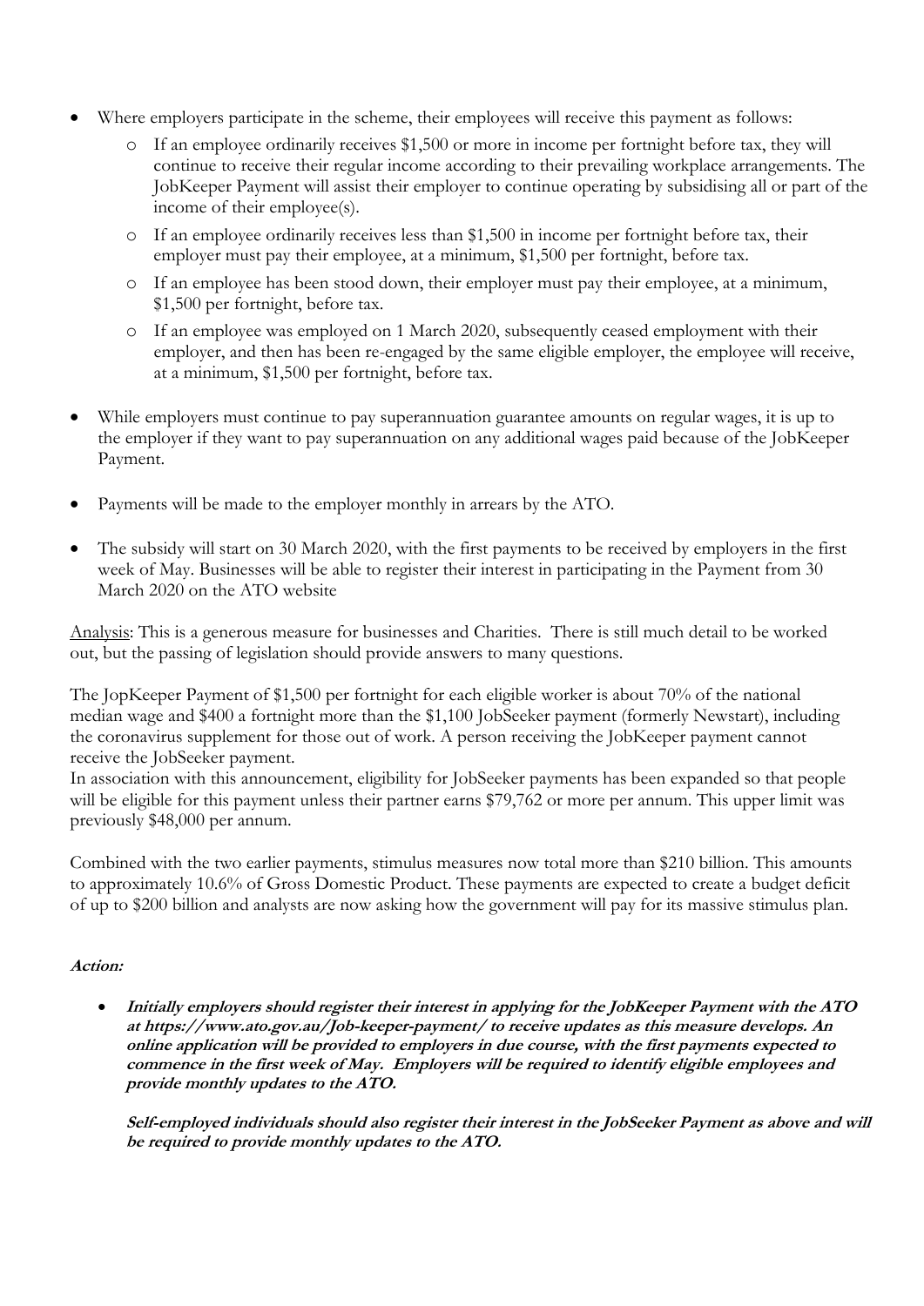- Where employers participate in the scheme, their employees will receive this payment as follows:
  - If an employee ordinarily receives $1,500 or more in income per fortnight before tax, they will continue to receive their regular income according to their prevailing workplace arrangements. The JobKeeper Payment will assist their employer to continue operating by subsidising all or part of the income of their employee(s).
  - If an employee ordinarily receives less than $1,500 in income per fortnight before tax, their employer must pay their employee, at a minimum, $1,500 per fortnight, before tax.
  - If an employee has been stood down, their employer must pay their employee, at a minimum, $1,500 per fortnight, before tax.
  - If an employee was employed on 1 March 2020, subsequently ceased employment with their employer, and then has been re-engaged by the same eligible employer, the employee will receive, at a minimum, $1,500 per fortnight, before tax.

- While employers must continue to pay superannuation guarantee amounts on regular wages, it is up to the employer if they want to pay superannuation on any additional wages paid because of the JobKeeper Payment.

- Payments will be made to the employer monthly in arrears by the ATO.

- The subsidy will start on 30 March 2020, with the first payments to be received by employers in the first week of May. Businesses will be able to register their interest in participating in the Payment from 30 March 2020 on the ATO website

<u>Analysis</u>: This is a generous measure for businesses and Charities. There is still much detail to be worked out, but the passing of legislation should provide answers to many questions.

The JopKeeper Payment of $1,500 per fortnight for each eligible worker is about 70% of the national median wage and $400 a fortnight more than the $1,100 JobSeeker payment (formerly Newstart), including the coronavirus supplement for those out of work. A person receiving the JobKeeper payment cannot receive the JobSeeker payment.
In association with this announcement, eligibility for JobSeeker payments has been expanded so that people will be eligible for this payment unless their partner earns $79,762 or more per annum. This upper limit was previously $48,000 per annum.

Combined with the two earlier payments, stimulus measures now total more than $210 billion. This amounts to approximately 10.6% of Gross Domestic Product. These payments are expected to create a budget deficit of up to $200 billion and analysts are now asking how the government will pay for its massive stimulus plan.

***Action:***

- ***Initially employers should register their interest in applying for the JobKeeper Payment with the ATO at https://www.ato.gov.au/Job-keeper-payment/ to receive updates as this measure develops. An online application will be provided to employers in due course, with the first payments expected to commence in the first week of May. Employers will be required to identify eligible employees and provide monthly updates to the ATO.***

  ***Self-employed individuals should also register their interest in the JobSeeker Payment as above and will be required to provide monthly updates to the ATO.***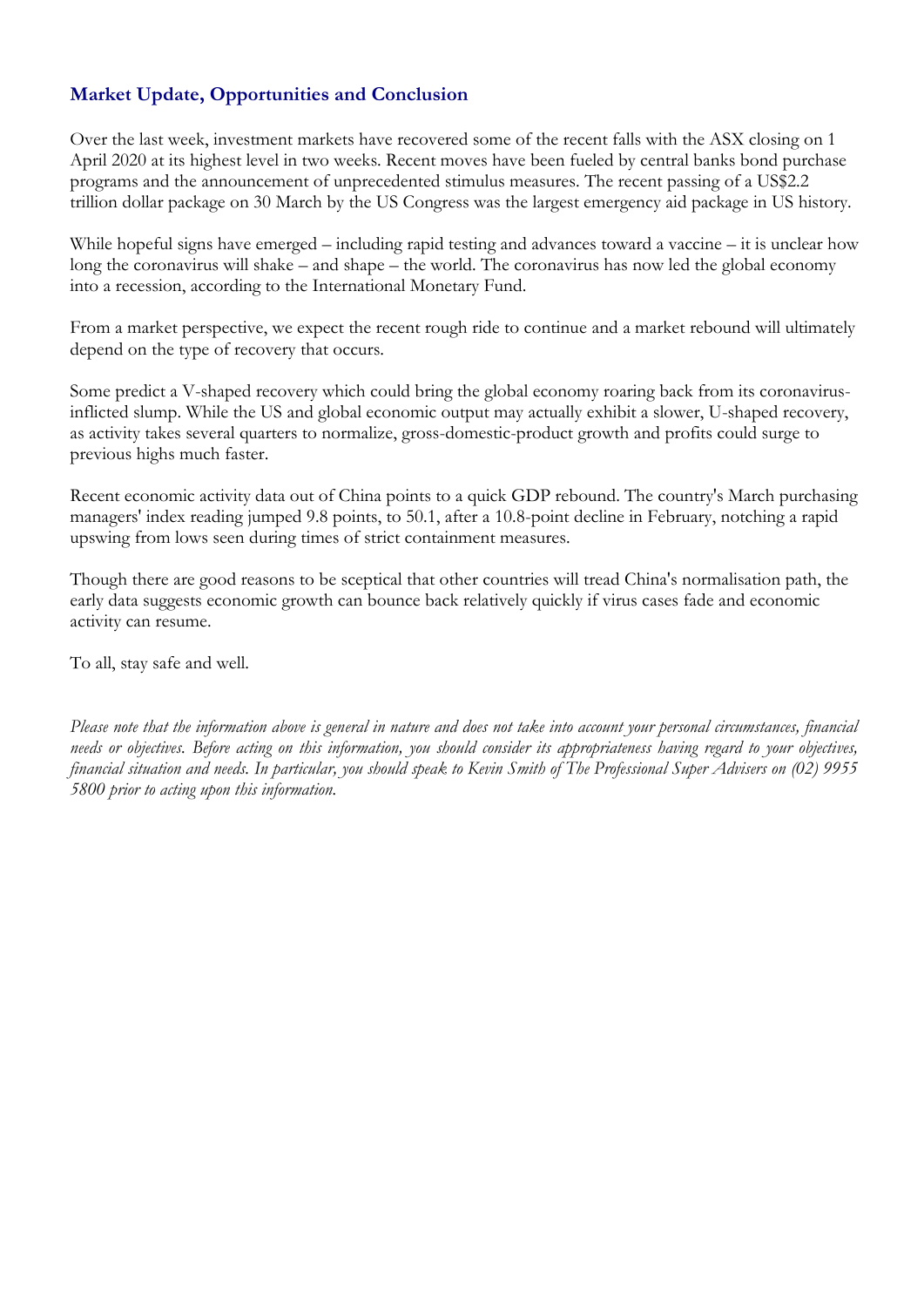## Market Update, Opportunities and Conclusion

Over the last week, investment markets have recovered some of the recent falls with the ASX closing on 1 April 2020 at its highest level in two weeks. Recent moves have been fueled by central banks bond purchase programs and the announcement of unprecedented stimulus measures. The recent passing of a US$2.2 trillion dollar package on 30 March by the US Congress was the largest emergency aid package in US history.

While hopeful signs have emerged – including rapid testing and advances toward a vaccine – it is unclear how long the coronavirus will shake – and shape – the world. The coronavirus has now led the global economy into a recession, according to the International Monetary Fund.

From a market perspective, we expect the recent rough ride to continue and a market rebound will ultimately depend on the type of recovery that occurs.

Some predict a V-shaped recovery which could bring the global economy roaring back from its coronavirus-inflicted slump. While the US and global economic output may actually exhibit a slower, U-shaped recovery, as activity takes several quarters to normalize, gross-domestic-product growth and profits could surge to previous highs much faster.

Recent economic activity data out of China points to a quick GDP rebound. The country's March purchasing managers' index reading jumped 9.8 points, to 50.1, after a 10.8-point decline in February, notching a rapid upswing from lows seen during times of strict containment measures.

Though there are good reasons to be sceptical that other countries will tread China's normalisation path, the early data suggests economic growth can bounce back relatively quickly if virus cases fade and economic activity can resume.

To all, stay safe and well.

*Please note that the information above is general in nature and does not take into account your personal circumstances, financial needs or objectives. Before acting on this information, you should consider its appropriateness having regard to your objectives, financial situation and needs. In particular, you should speak to Kevin Smith of The Professional Super Advisers on (02) 9955 5800 prior to acting upon this information.*